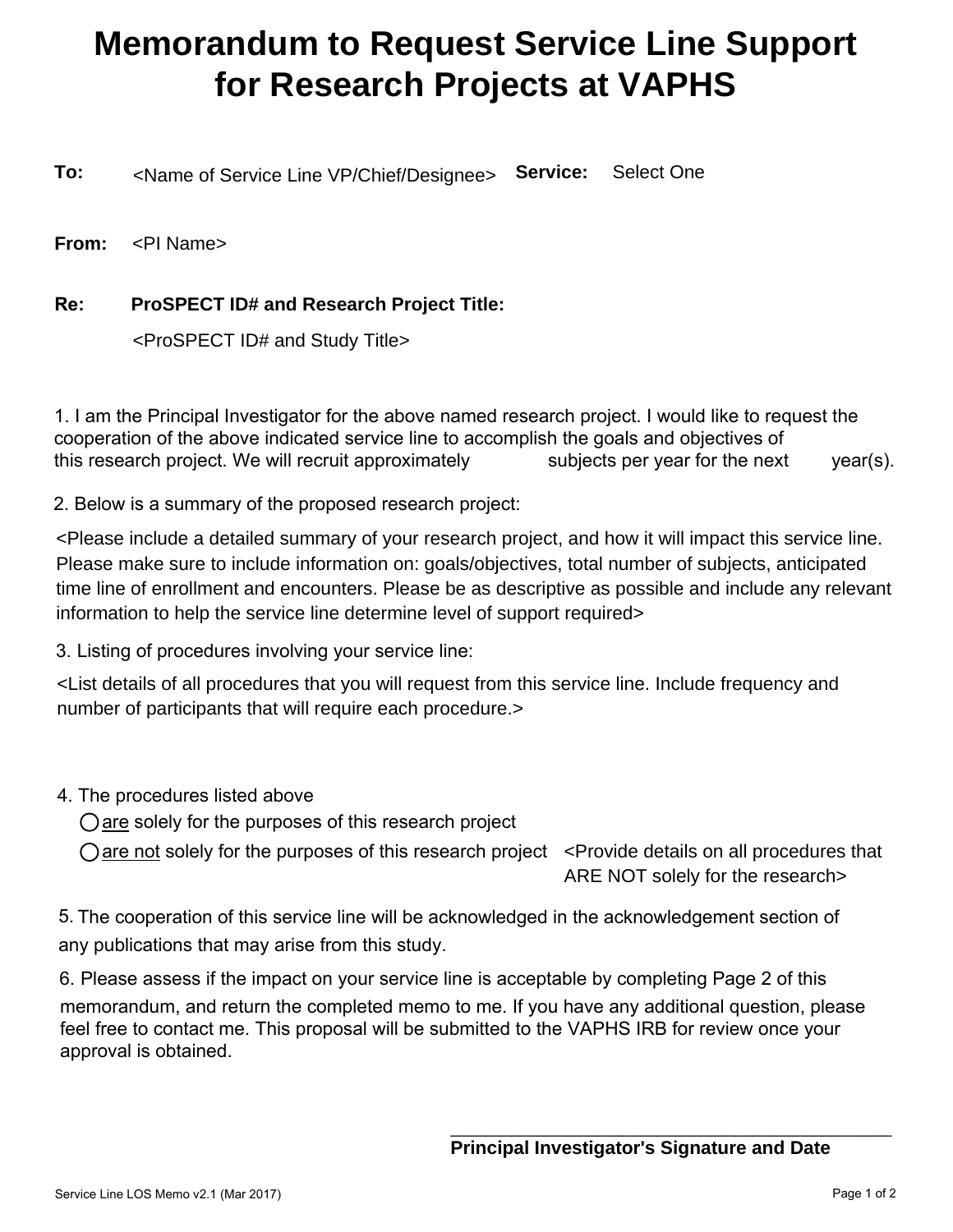# Memorandum to Request Service Line Support for Research Projects at VAPHS

**To:** <Name of Service Line VP/Chief/Designee> **Service:** Select One

**From:** <PI Name>

**Re:** **ProSPECT ID# and Research Project Title:**

<ProSPECT ID# and Study Title>

1. I am the Principal Investigator for the above named research project. I would like to request the cooperation of the above indicated service line to accomplish the goals and objectives of this research project. We will recruit approximately subjects per year for the next year(s).

2. Below is a summary of the proposed research project:

<Please include a detailed summary of your research project, and how it will impact this service line. Please make sure to include information on: goals/objectives, total number of subjects, anticipated time line of enrollment and encounters. Please be as descriptive as possible and include any relevant information to help the service line determine level of support required>

3. Listing of procedures involving your service line:

<List details of all procedures that you will request from this service line. Include frequency and number of participants that will require each procedure.>

4. The procedures listed above

   ◯ <u>are</u> solely for the purposes of this research project

   ◯ <u>are not</u> solely for the purposes of this research project <Provide details on all procedures that ARE NOT solely for the research>

5. The cooperation of this service line will be acknowledged in the acknowledgement section of any publications that may arise from this study.

6. Please assess if the impact on your service line is acceptable by completing Page 2 of this memorandum, and return the completed memo to me. If you have any additional question, please feel free to contact me. This proposal will be submitted to the VAPHS IRB for review once your approval is obtained.

\_\_\_\_\_\_\_\_\_\_\_\_\_\_\_\_\_\_\_\_\_\_\_\_\_\_\_\_\_\_\_\_\_\_\_\_\_\_\_\_\_\_\_\_

**Principal Investigator's Signature and Date**

Service Line LOS Memo v2.1 (Mar 2017)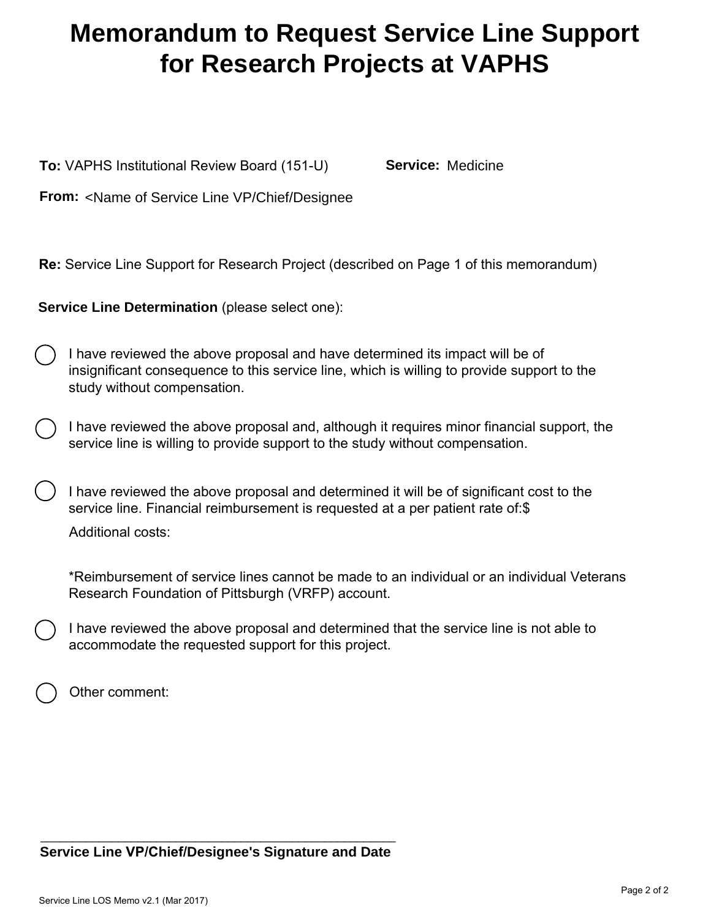# Memorandum to Request Service Line Support for Research Projects at VAPHS

**To:** VAPHS Institutional Review Board (151-U) **Service:** Medicine

**From:** <Name of Service Line VP/Chief/Designee

**Re:** Service Line Support for Research Project (described on Page 1 of this memorandum)

**Service Line Determination** (please select one):

- ◯ I have reviewed the above proposal and have determined its impact will be of insignificant consequence to this service line, which is willing to provide support to the study without compensation.

- ◯ I have reviewed the above proposal and, although it requires minor financial support, the service line is willing to provide support to the study without compensation.

- ◯ I have reviewed the above proposal and determined it will be of significant cost to the service line. Financial reimbursement is requested at a per patient rate of:$

  Additional costs:

  *Reimbursement of service lines cannot be made to an individual or an individual Veterans Research Foundation of Pittsburgh (VRFP) account.

- ◯ I have reviewed the above proposal and determined that the service line is not able to accommodate the requested support for this project.

- ◯ Other comment:

\_\_\_\_\_\_\_\_\_\_\_\_\_\_\_\_\_\_\_\_\_\_\_\_\_\_\_\_\_\_\_\_\_\_\_\_\_\_\_\_\_\_\_\_\_\_\_\_

**Service Line VP/Chief/Designee's Signature and Date**

Service Line LOS Memo v2.1 (Mar 2017)